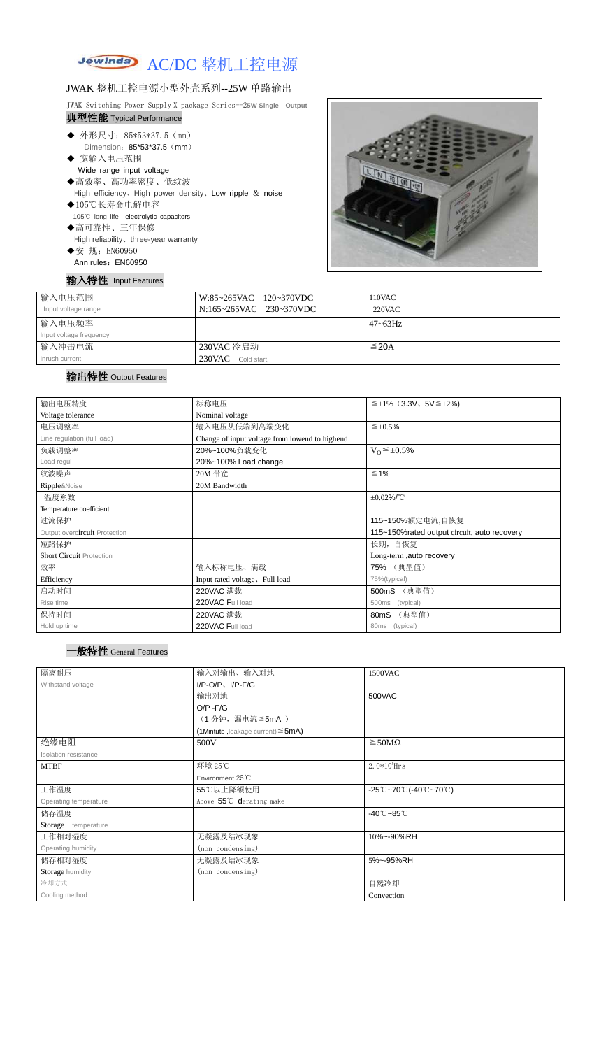# AC/DC 整机工控电源

## JWAK 整机工控电源小型外壳系列--25W 单路输出

JWAK Switching Power Supply X package Series--25W Single Output

### 典型性能 Typical Performance

- ◆ 外形尺寸：85*53*37.5（mm）
  Dimension：85*53*37.5（mm）
- ◆ 宽输入电压范围
  Wide range input voltage
- ◆高效率、高功率密度、低纹波
  High efficiency、High power density、Low ripple ＆ noise
- ◆105℃长寿命电解电容
  105℃ long life electrolytic capacitors
- ◆高可靠性、三年保修
  High reliability、three-year warranty
- ◆安 规：EN60950
  Ann rules：EN60950

### 输入特性 Input Features

| | | |
|---|---|---|
| 输入电压范围<br>Input voltage range | W:85~265VAC 120~370VDC<br>N:165~265VAC 230~370VDC | 110VAC<br>220VAC |
| 输入电压频率<br>Input voltage frequency | | 47~63Hz |
| 输入冲击电流<br>Inrush current | 230VAC 冷启动<br>230VAC Cold start, | ≦20A |

### 输出特性 Output Features

| | | |
|---|---|---|
| 输出电压精度<br>Voltage tolerance | 标称电压<br>Nominal voltage | ≦±1%（3.3V、5V≦±2%) |
| 电压调整率<br>Line regulation (full load) | 输入电压从低端到高端变化<br>Change of input voltage from lowend to highend | ≦±0.5% |
| 负载调整率<br>Load regul | 20%~100%负载变化<br>20%~100% Load change | $V_O$≦±0.5% |
| 纹波噪声<br>Ripple&Noise | 20M 带宽<br>20M Bandwidth | ≦1% |
| 温度系数<br>Temperature coefficient | | ±0.02%/℃ |
| 过流保护<br>Output overcircuit Protection | | 115~150%额定电流,自恢复<br>115~150%rated output circuit, auto recovery |
| 短路保护<br>Short Circuit Protection | | 长期，自恢复<br>Long-term ,auto recovery |
| 效率<br>Efficiency | 输入标称电压、满载<br>Input rated voltage、Full load | 75% （典型值）<br>75%(typical) |
| 启动时间<br>Rise time | 220VAC 满载<br>220VAC Full load | 500mS （典型值）<br>500ms (typical) |
| 保持时间<br>Hold up time | 220VAC 满载<br>220VAC Full load | 80mS （典型值）<br>80ms (typical) |

### 一般特性 General Features

| | | |
|---|---|---|
| 隔离耐压<br>Withstand voltage | 输入对输出、输入对地<br>I/P-O/P、I/P-F/G | 1500VAC |
| | 输出对地<br>O/P -F/G | 500VAC |
| | （1 分钟，漏电流≦5mA ）<br>(1Mintute ,leakage current)≦5mA) | |
| 绝缘电阻<br>Isolation resistance | 500V | ≧50MΩ |
| MTBF | 环境 25℃<br>Environment 25℃ | $2.0*10^5$Hrs |
| 工作温度<br>Operating temperature | 55℃以上降额使用<br>Above 55℃ derating make | -25℃~70℃(-40℃~70℃) |
| 储存温度<br>Storage temperature | | -40℃~85℃ |
| 工作相对湿度<br>Operating humidity | 无凝露及结冰现象<br>(non condensing) | 10%~-90%RH |
| 储存相对湿度<br>Storage humidity | 无凝露及结冰现象<br>(non condensing) | 5%~-95%RH |
| 冷却方式<br>Cooling method | | 自然冷却<br>Convection |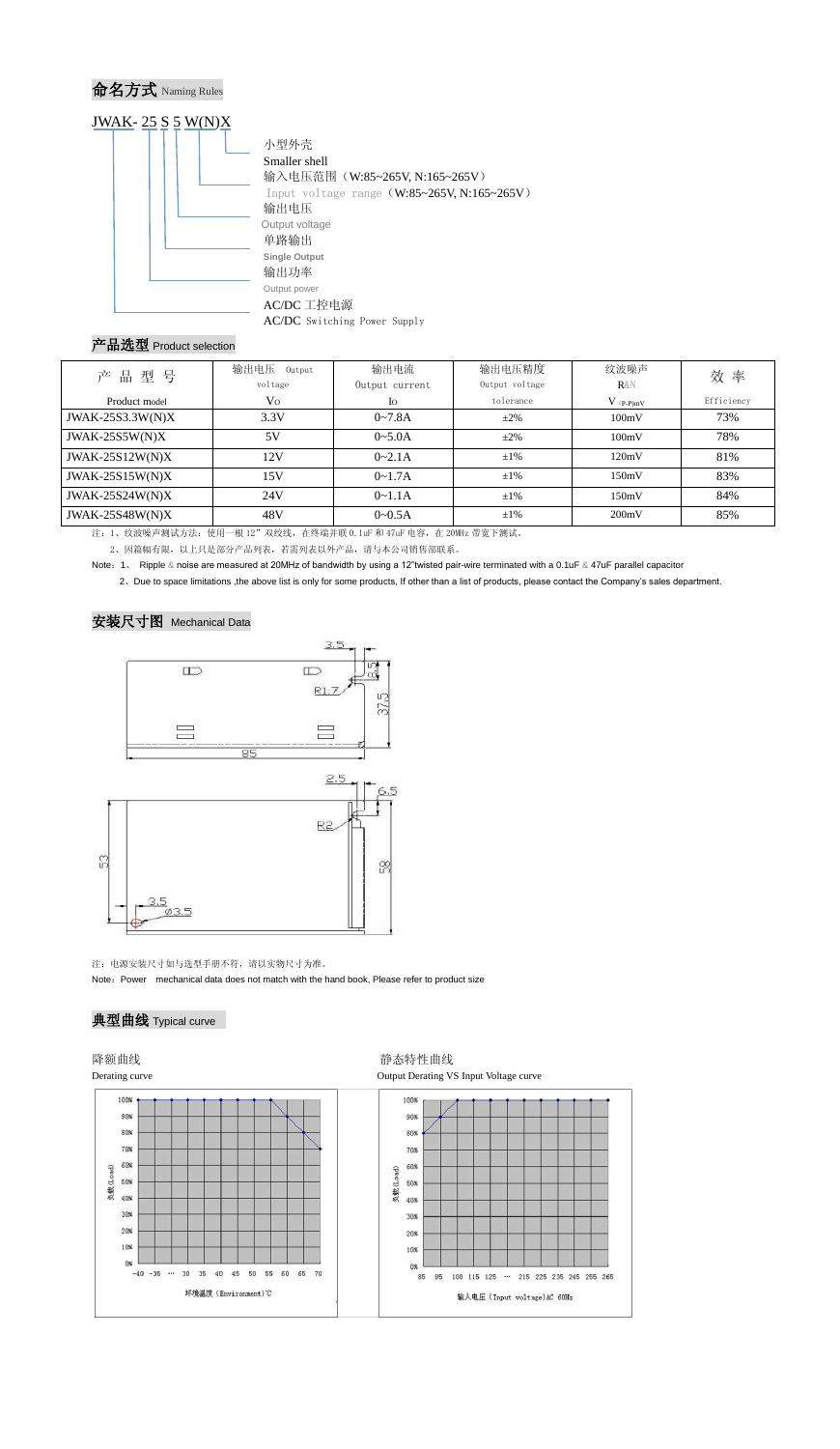## 命名方式 Naming Rules

JWAK- 25 S 5 W(N)X

- 小型外壳 Smaller shell
- 输入电压范围（W:85~265V, N:165~265V） Input voltage range（W:85~265V, N:165~265V）
- 输出电压 Output voltage
- 单路输出 Single Output
- 输出功率 Output power
- AC/DC 工控电源 AC/DC Switching Power Supply

## 产品选型 Product selection

| 产 品 型 号 Product model | 输出电压 Output voltage Vo | 输出电流 Output current Io | 输出电压精度 Output voltage tolerance | 纹波噪声 R&N V (P-P)mV | 效 率 Efficiency |
|---|---|---|---|---|---|
| JWAK-25S3.3W(N)X | 3.3V | 0~7.8A | ±2% | 100mV | 73% |
| JWAK-25S5W(N)X | 5V | 0~5.0A | ±2% | 100mV | 78% |
| JWAK-25S12W(N)X | 12V | 0~2.1A | ±1% | 120mV | 81% |
| JWAK-25S15W(N)X | 15V | 0~1.7A | ±1% | 150mV | 83% |
| JWAK-25S24W(N)X | 24V | 0~1.1A | ±1% | 150mV | 84% |
| JWAK-25S48W(N)X | 48V | 0~0.5A | ±1% | 200mV | 85% |

注：1、纹波噪声测试方法：使用一根 12" 双绞线，在终端并联 0.1uF 和 47uF 电容，在 20MHz 带宽下测试。

2、因篇幅有限，以上只是部分产品列表，若需列表以外产品，请与本公司销售部联系。

Note：1、 Ripple & noise are measured at 20MHz of bandwidth by using a 12"twisted pair-wire terminated with a 0.1uF & 47uF parallel capacitor

2、Due to space limitations ,the above list is only for some products, If other than a list of products, please contact the Company's sales department.

## 安装尺寸图 Mechanical Data

3.5
8.5
R1.7
37.5
85
2.5
6.5
R2
53
58
3.5
Ø3.5

注：电源安装尺寸如与选型手册不符，请以实物尺寸为准。

Note：Power mechanical data does not match with the hand book, Please refer to product size

## 典型曲线 Typical curve

降额曲线
Derating curve

100%
90%
80%
70%
60%
50%
40%
30%
20%
10%
0%
负载(Load)
-40 -35 … 30 35 40 45 50 55 60 65 70
环境温度 (Environment)℃

静态特性曲线
Output Derating VS Input Voltage curve

100%
90%
80%
70%
60%
50%
40%
30%
20%
10%
0%
负载(Load)
85 95 100 115 125 … 215 225 235 245 255 265
输入电压 (Input voltage)AC 60Hz